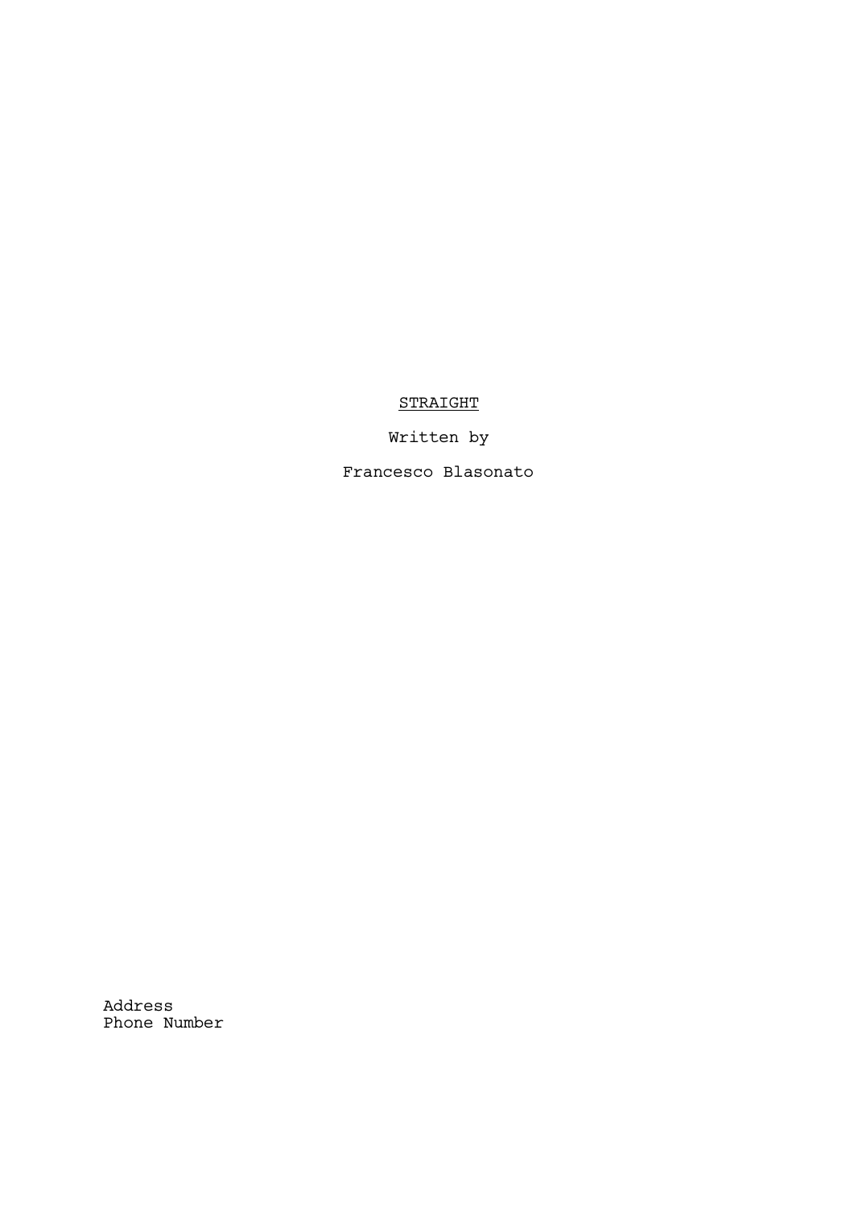<u>STRAIGHT</u>

Written by

Francesco Blasonato

Address
Phone Number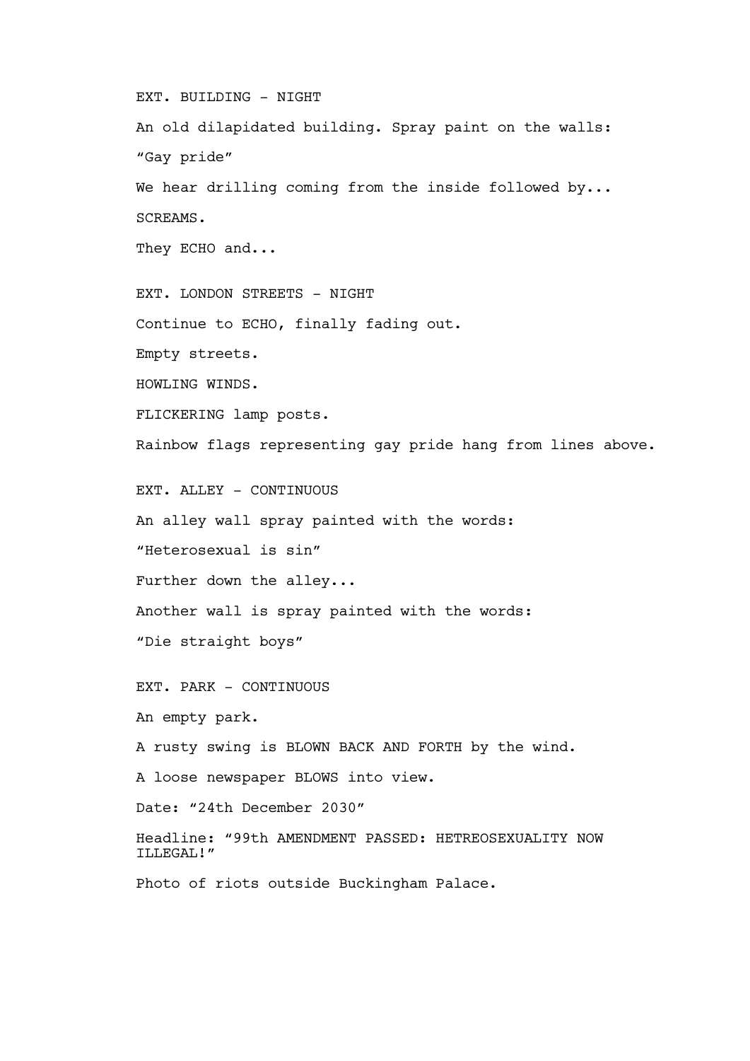EXT. BUILDING - NIGHT

An old dilapidated building. Spray paint on the walls:

“Gay pride”

We hear drilling coming from the inside followed by...

SCREAMS.

They ECHO and...

EXT. LONDON STREETS - NIGHT

Continue to ECHO, finally fading out.

Empty streets.

HOWLING WINDS.

FLICKERING lamp posts.

Rainbow flags representing gay pride hang from lines above.

EXT. ALLEY - CONTINUOUS

An alley wall spray painted with the words:

“Heterosexual is sin”

Further down the alley...

Another wall is spray painted with the words:

“Die straight boys”

EXT. PARK - CONTINUOUS

An empty park.

A rusty swing is BLOWN BACK AND FORTH by the wind.

A loose newspaper BLOWS into view.

Date: “24th December 2030”

Headline: “99th AMENDMENT PASSED: HETREOSEXUALITY NOW ILLEGAL!”

Photo of riots outside Buckingham Palace.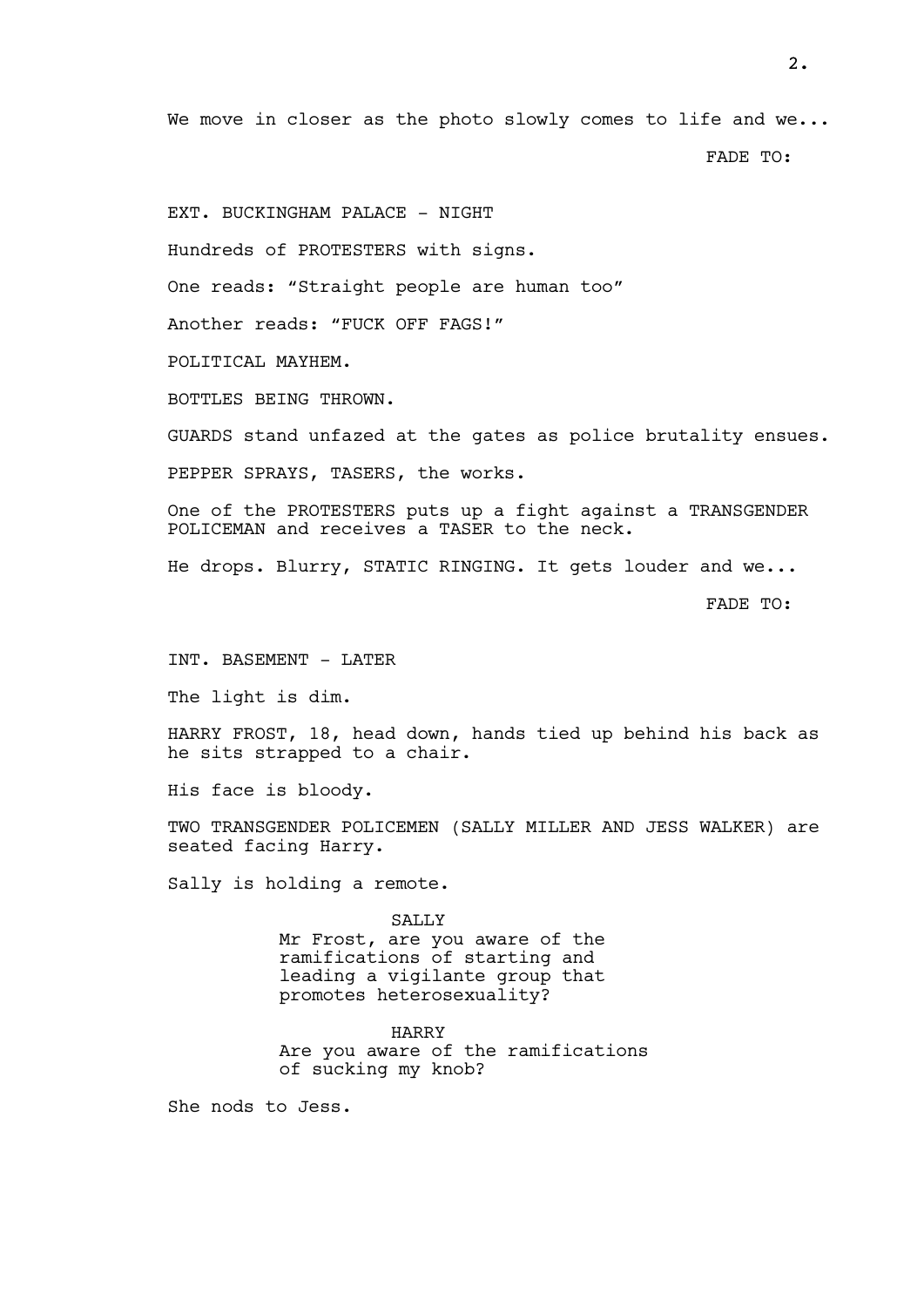We move in closer as the photo slowly comes to life and we...

FADE TO:

EXT. BUCKINGHAM PALACE - NIGHT

Hundreds of PROTESTERS with signs.

One reads: “Straight people are human too”

Another reads: “FUCK OFF FAGS!”

POLITICAL MAYHEM.

BOTTLES BEING THROWN.

GUARDS stand unfazed at the gates as police brutality ensues.

PEPPER SPRAYS, TASERS, the works.

One of the PROTESTERS puts up a fight against a TRANSGENDER POLICEMAN and receives a TASER to the neck.

He drops. Blurry, STATIC RINGING. It gets louder and we...

FADE TO:

INT. BASEMENT - LATER

The light is dim.

HARRY FROST, 18, head down, hands tied up behind his back as he sits strapped to a chair.

His face is bloody.

TWO TRANSGENDER POLICEMEN (SALLY MILLER AND JESS WALKER) are seated facing Harry.

Sally is holding a remote.

SALLY
Mr Frost, are you aware of the ramifications of starting and leading a vigilante group that promotes heterosexuality?

HARRY
Are you aware of the ramifications of sucking my knob?

She nods to Jess.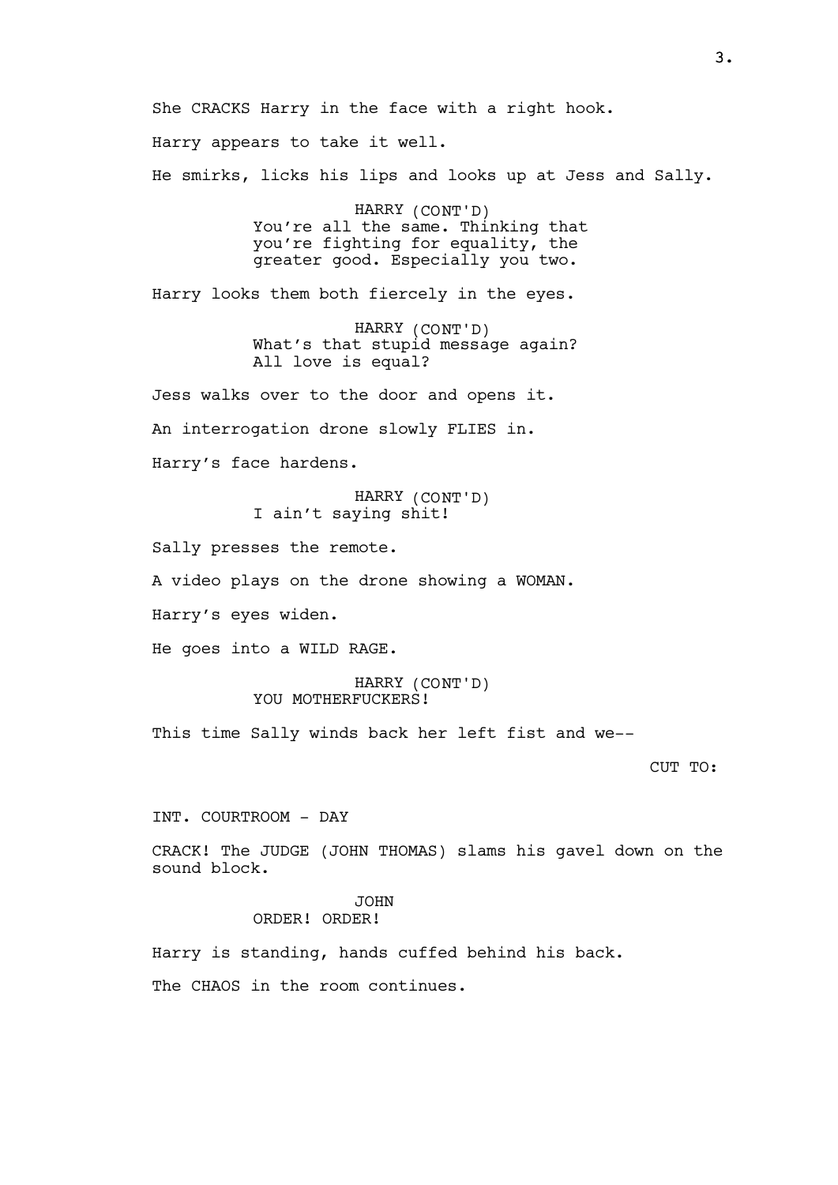She CRACKS Harry in the face with a right hook.

Harry appears to take it well.

He smirks, licks his lips and looks up at Jess and Sally.

HARRY (CONT'D)
You're all the same. Thinking that you're fighting for equality, the greater good. Especially you two.

Harry looks them both fiercely in the eyes.

HARRY (CONT'D)
What's that stupid message again? All love is equal?

Jess walks over to the door and opens it.

An interrogation drone slowly FLIES in.

Harry's face hardens.

HARRY (CONT'D)
I ain't saying shit!

Sally presses the remote.

A video plays on the drone showing a WOMAN.

Harry's eyes widen.

He goes into a WILD RAGE.

HARRY (CONT'D)
YOU MOTHERFUCKERS!

This time Sally winds back her left fist and we--

CUT TO:

INT. COURTROOM - DAY

CRACK! The JUDGE (JOHN THOMAS) slams his gavel down on the sound block.

JOHN
ORDER! ORDER!

Harry is standing, hands cuffed behind his back.

The CHAOS in the room continues.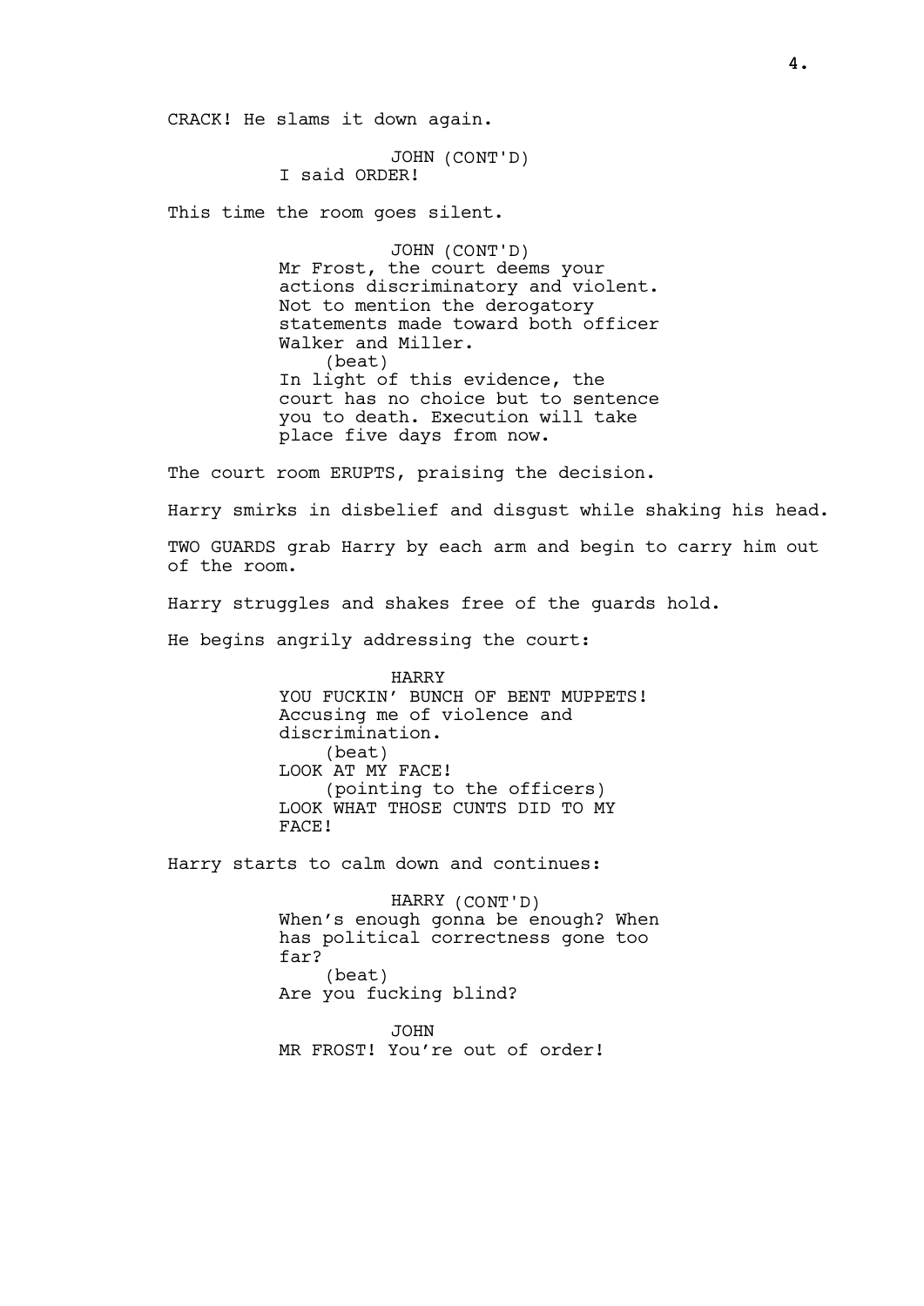CRACK! He slams it down again.

JOHN (CONT'D)
I said ORDER!

This time the room goes silent.

JOHN (CONT'D)
Mr Frost, the court deems your actions discriminatory and violent. Not to mention the derogatory statements made toward both officer Walker and Miller.
(beat)
In light of this evidence, the court has no choice but to sentence you to death. Execution will take place five days from now.

The court room ERUPTS, praising the decision.

Harry smirks in disbelief and disgust while shaking his head.

TWO GUARDS grab Harry by each arm and begin to carry him out of the room.

Harry struggles and shakes free of the guards hold.

He begins angrily addressing the court:

HARRY
YOU FUCKIN' BUNCH OF BENT MUPPETS! Accusing me of violence and discrimination.
(beat)
LOOK AT MY FACE!
(pointing to the officers)
LOOK WHAT THOSE CUNTS DID TO MY FACE!

Harry starts to calm down and continues:

HARRY (CONT'D)
When's enough gonna be enough? When has political correctness gone too far?
(beat)
Are you fucking blind?

JOHN
MR FROST! You're out of order!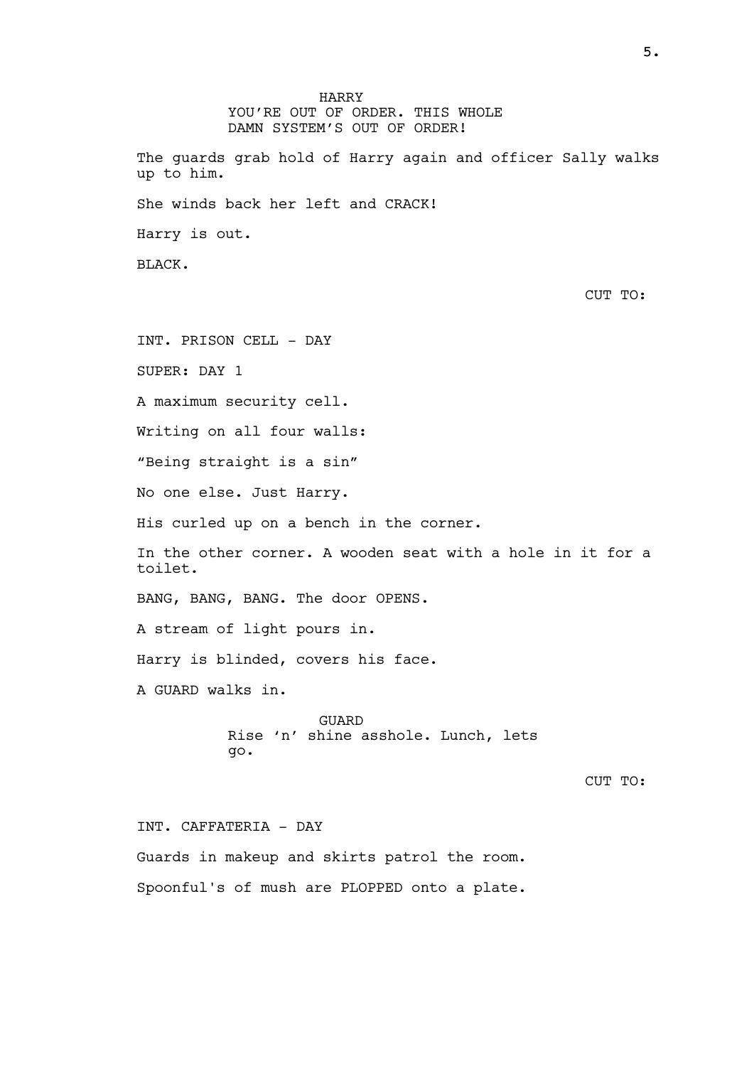HARRY

YOU'RE OUT OF ORDER. THIS WHOLE DAMN SYSTEM'S OUT OF ORDER!

The guards grab hold of Harry again and officer Sally walks up to him.

She winds back her left and CRACK!

Harry is out.

BLACK.

CUT TO:

INT. PRISON CELL - DAY

SUPER: DAY 1

A maximum security cell.

Writing on all four walls:

"Being straight is a sin"

No one else. Just Harry.

His curled up on a bench in the corner.

In the other corner. A wooden seat with a hole in it for a toilet.

BANG, BANG, BANG. The door OPENS.

A stream of light pours in.

Harry is blinded, covers his face.

A GUARD walks in.

GUARD

Rise 'n' shine asshole. Lunch, lets go.

CUT TO:

INT. CAFFATERIA - DAY

Guards in makeup and skirts patrol the room.

Spoonful's of mush are PLOPPED onto a plate.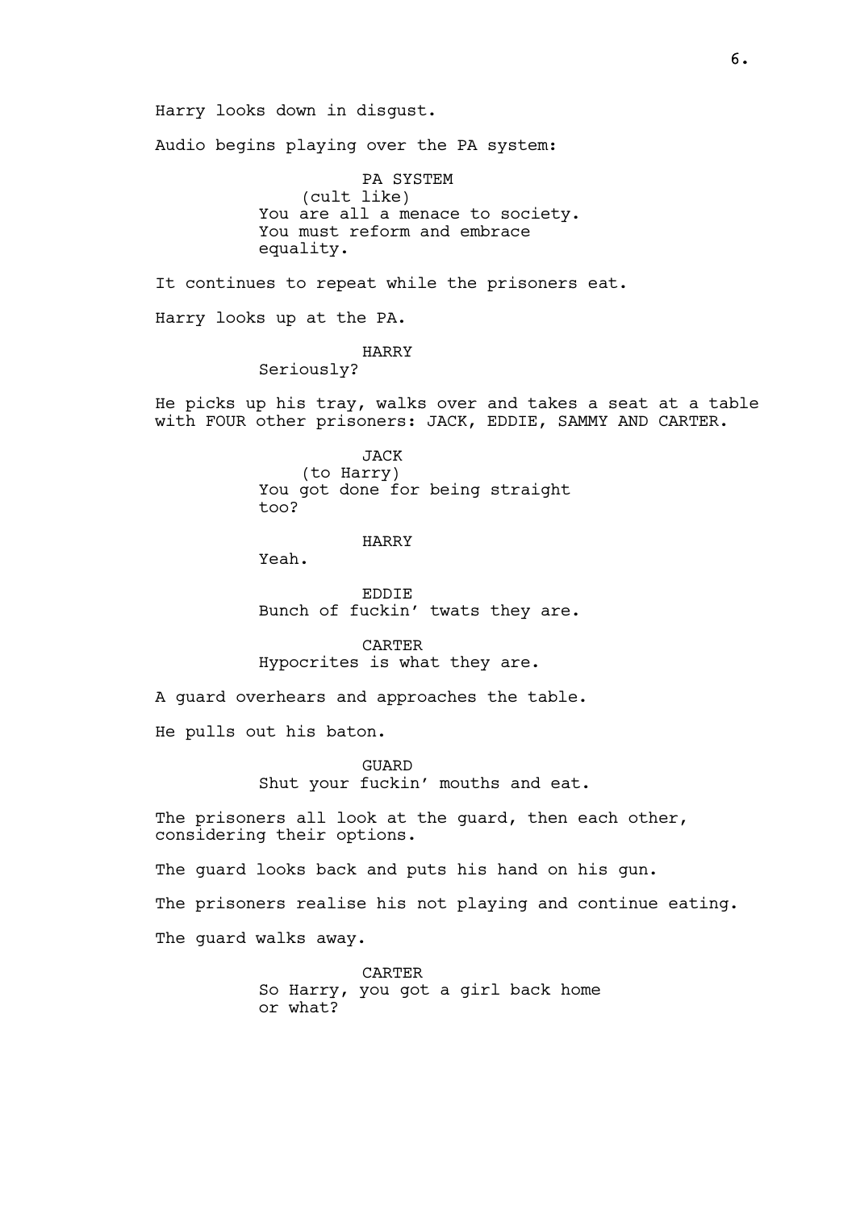Harry looks down in disgust.

Audio begins playing over the PA system:

PA SYSTEM
(cult like)
You are all a menace to society. You must reform and embrace equality.

It continues to repeat while the prisoners eat.

Harry looks up at the PA.

HARRY
Seriously?

He picks up his tray, walks over and takes a seat at a table with FOUR other prisoners: JACK, EDDIE, SAMMY AND CARTER.

JACK
(to Harry)
You got done for being straight too?

HARRY
Yeah.

EDDIE
Bunch of fuckin' twats they are.

CARTER
Hypocrites is what they are.

A guard overhears and approaches the table.

He pulls out his baton.

GUARD
Shut your fuckin' mouths and eat.

The prisoners all look at the guard, then each other, considering their options.

The guard looks back and puts his hand on his gun.

The prisoners realise his not playing and continue eating.

The guard walks away.

CARTER
So Harry, you got a girl back home or what?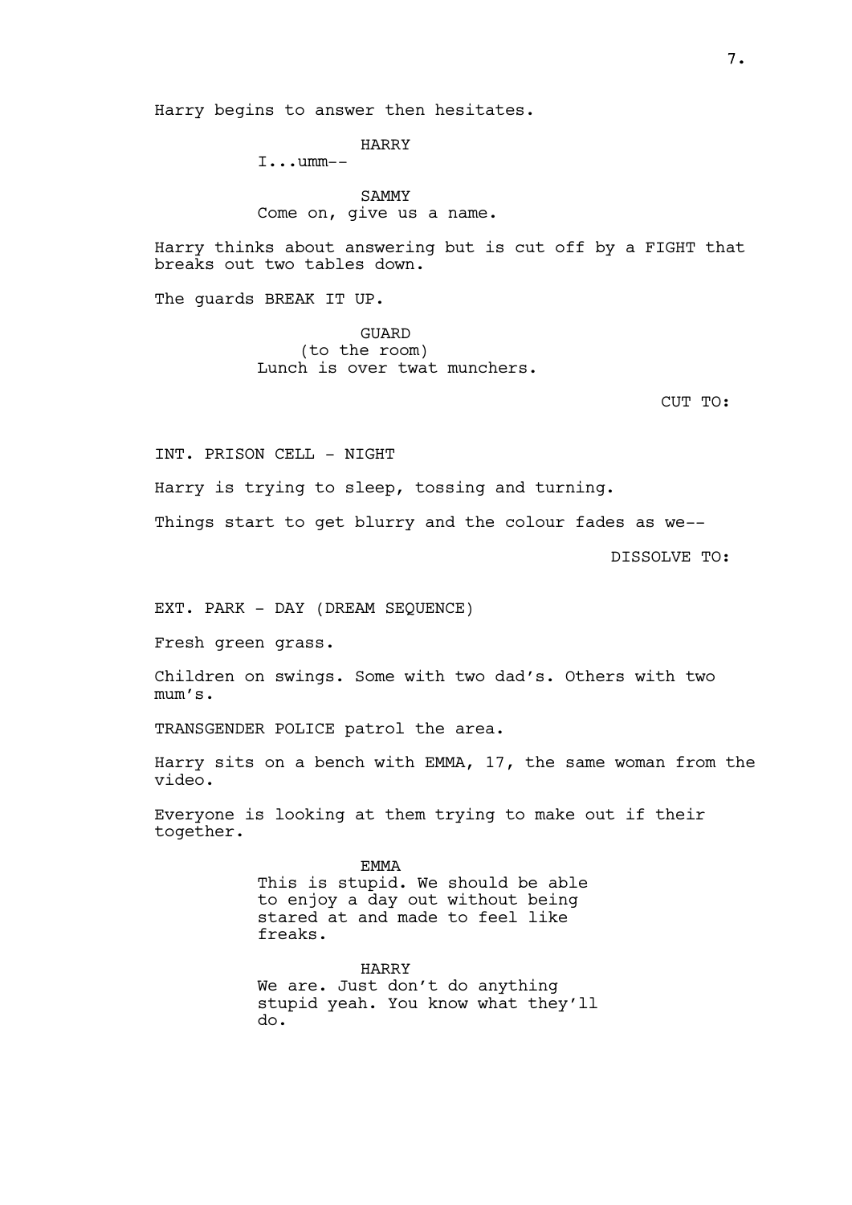Harry begins to answer then hesitates.

HARRY
I...umm--

SAMMY
Come on, give us a name.

Harry thinks about answering but is cut off by a FIGHT that breaks out two tables down.

The guards BREAK IT UP.

GUARD
(to the room)
Lunch is over twat munchers.

CUT TO:

INT. PRISON CELL - NIGHT

Harry is trying to sleep, tossing and turning.

Things start to get blurry and the colour fades as we--

DISSOLVE TO:

EXT. PARK - DAY (DREAM SEQUENCE)

Fresh green grass.

Children on swings. Some with two dad's. Others with two mum's.

TRANSGENDER POLICE patrol the area.

Harry sits on a bench with EMMA, 17, the same woman from the video.

Everyone is looking at them trying to make out if their together.

EMMA
This is stupid. We should be able to enjoy a day out without being stared at and made to feel like freaks.

HARRY
We are. Just don't do anything stupid yeah. You know what they'll do.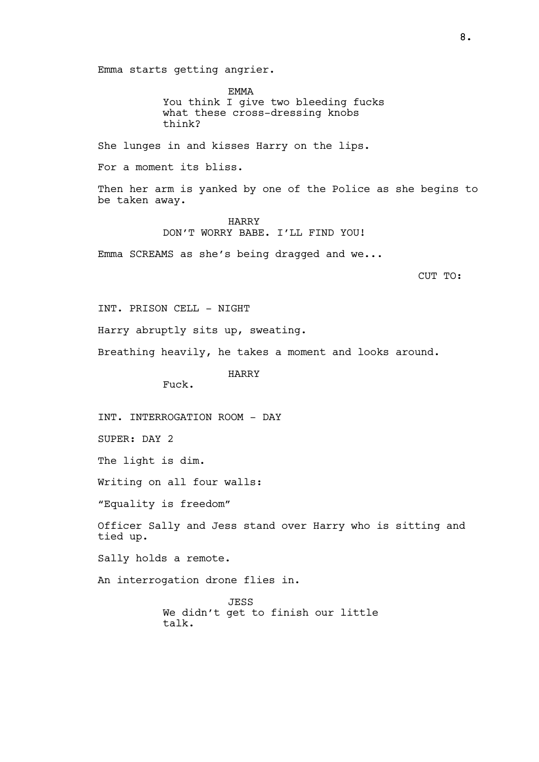Emma starts getting angrier.

EMMA
You think I give two bleeding fucks what these cross-dressing knobs think?

She lunges in and kisses Harry on the lips.

For a moment its bliss.

Then her arm is yanked by one of the Police as she begins to be taken away.

HARRY
DON'T WORRY BABE. I'LL FIND YOU!

Emma SCREAMS as she's being dragged and we...

CUT TO:

INT. PRISON CELL - NIGHT

Harry abruptly sits up, sweating.

Breathing heavily, he takes a moment and looks around.

HARRY
Fuck.

INT. INTERROGATION ROOM - DAY

SUPER: DAY 2

The light is dim.

Writing on all four walls:

"Equality is freedom"

Officer Sally and Jess stand over Harry who is sitting and tied up.

Sally holds a remote.

An interrogation drone flies in.

JESS
We didn't get to finish our little talk.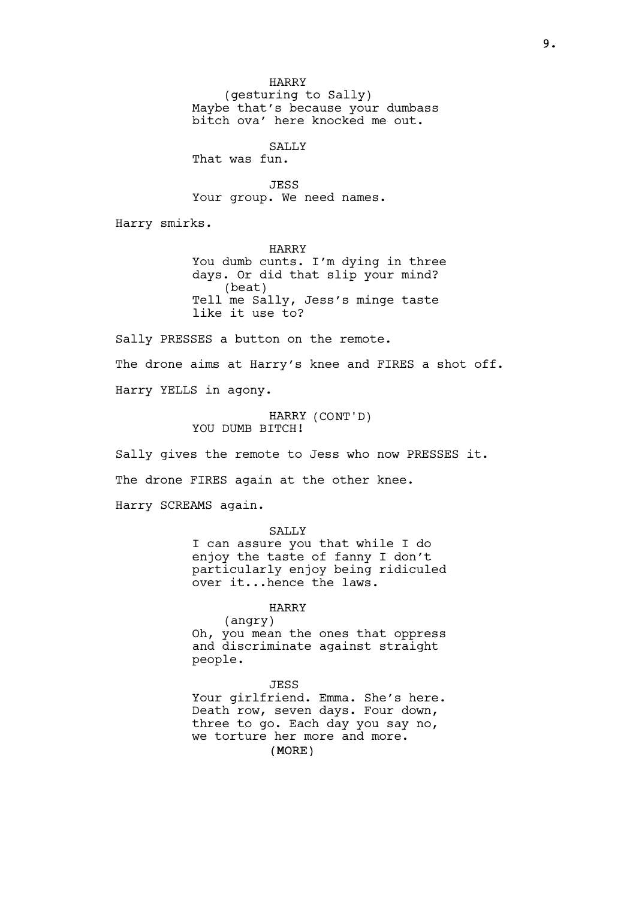HARRY
(gesturing to Sally)
Maybe that's because your dumbass bitch ova' here knocked me out.

SALLY
That was fun.

JESS
Your group. We need names.

Harry smirks.

HARRY
You dumb cunts. I'm dying in three days. Or did that slip your mind?
(beat)
Tell me Sally, Jess's minge taste like it use to?

Sally PRESSES a button on the remote.

The drone aims at Harry's knee and FIRES a shot off.

Harry YELLS in agony.

HARRY (CONT'D)
YOU DUMB BITCH!

Sally gives the remote to Jess who now PRESSES it.

The drone FIRES again at the other knee.

Harry SCREAMS again.

SALLY
I can assure you that while I do enjoy the taste of fanny I don't particularly enjoy being ridiculed over it...hence the laws.

HARRY
(angry)
Oh, you mean the ones that oppress and discriminate against straight people.

JESS
Your girlfriend. Emma. She's here. Death row, seven days. Four down, three to go. Each day you say no, we torture her more and more.
(MORE)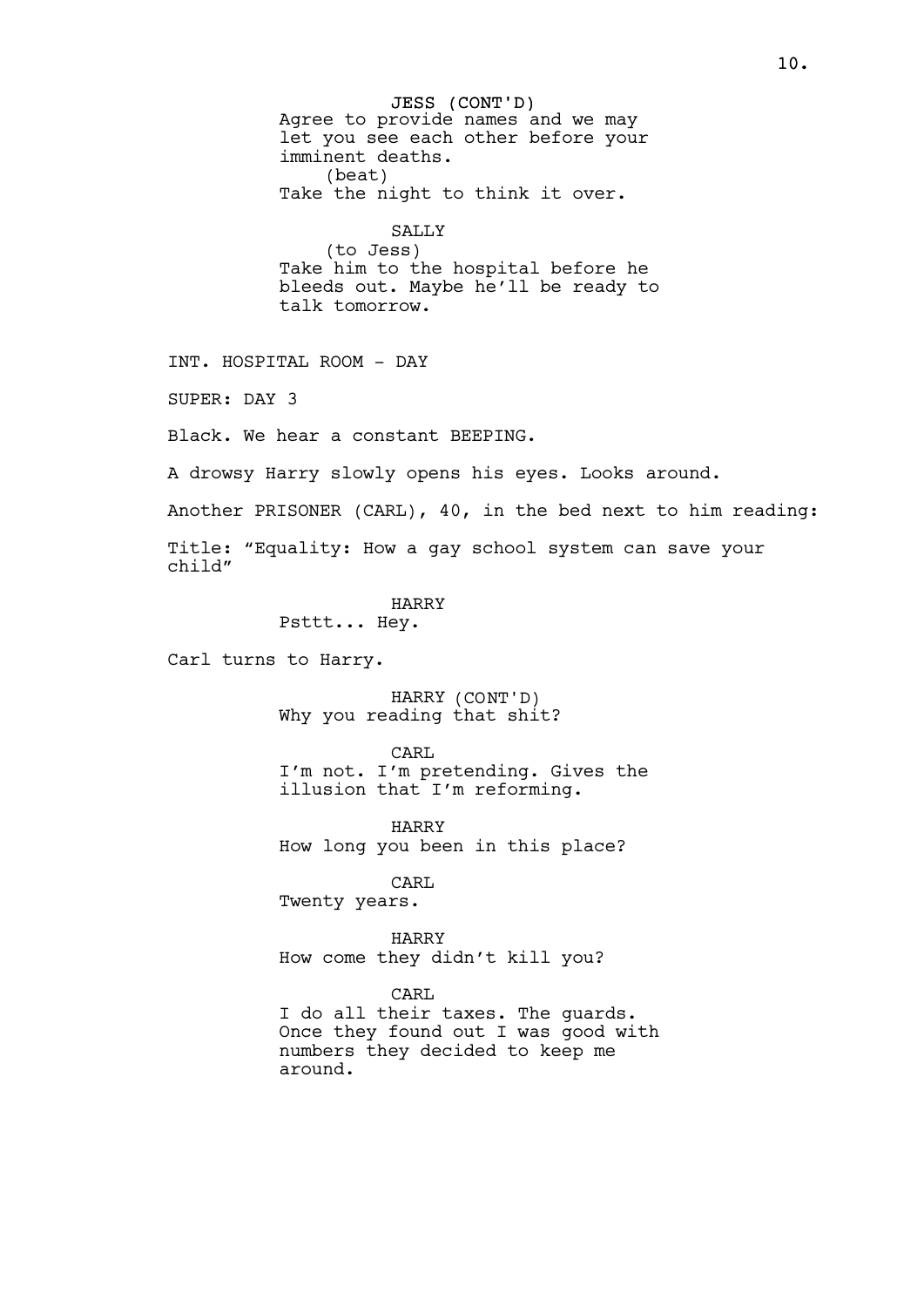JESS (CONT'D)
Agree to provide names and we may let you see each other before your imminent deaths.
(beat)
Take the night to think it over.

SALLY
(to Jess)
Take him to the hospital before he bleeds out. Maybe he'll be ready to talk tomorrow.

INT. HOSPITAL ROOM - DAY

SUPER: DAY 3

Black. We hear a constant BEEPING.

A drowsy Harry slowly opens his eyes. Looks around.

Another PRISONER (CARL), 40, in the bed next to him reading:

Title: "Equality: How a gay school system can save your child"

HARRY
Psttt... Hey.

Carl turns to Harry.

HARRY (CONT'D)
Why you reading that shit?

CARL
I'm not. I'm pretending. Gives the illusion that I'm reforming.

HARRY
How long you been in this place?

CARL
Twenty years.

HARRY
How come they didn't kill you?

CARL
I do all their taxes. The guards. Once they found out I was good with numbers they decided to keep me around.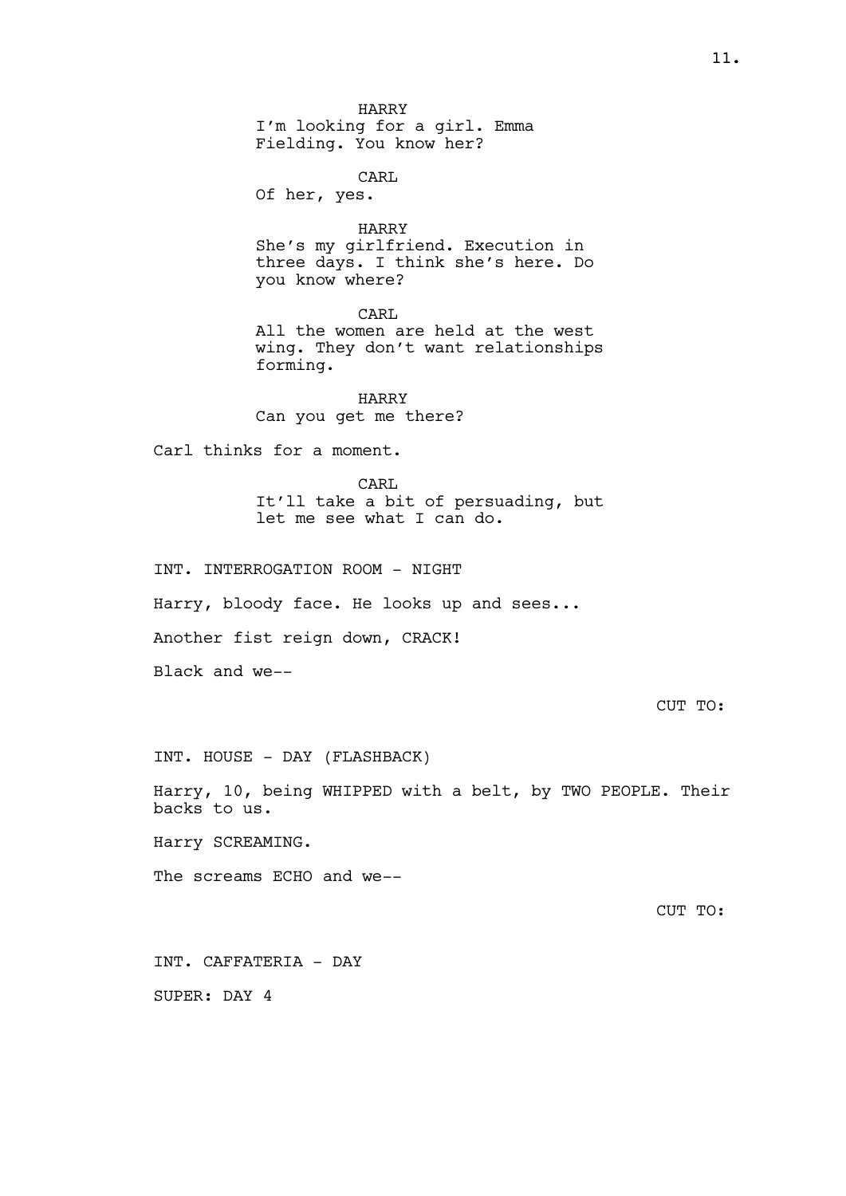HARRY

I'm looking for a girl. Emma Fielding. You know her?

CARL

Of her, yes.

HARRY

She's my girlfriend. Execution in three days. I think she's here. Do you know where?

CARL

All the women are held at the west wing. They don't want relationships forming.

HARRY

Can you get me there?

Carl thinks for a moment.

CARL

It'll take a bit of persuading, but let me see what I can do.

INT. INTERROGATION ROOM - NIGHT

Harry, bloody face. He looks up and sees...

Another fist reign down, CRACK!

Black and we--

CUT TO:

INT. HOUSE - DAY (FLASHBACK)

Harry, 10, being WHIPPED with a belt, by TWO PEOPLE. Their backs to us.

Harry SCREAMING.

The screams ECHO and we--

CUT TO:

INT. CAFFATERIA - DAY

SUPER: DAY 4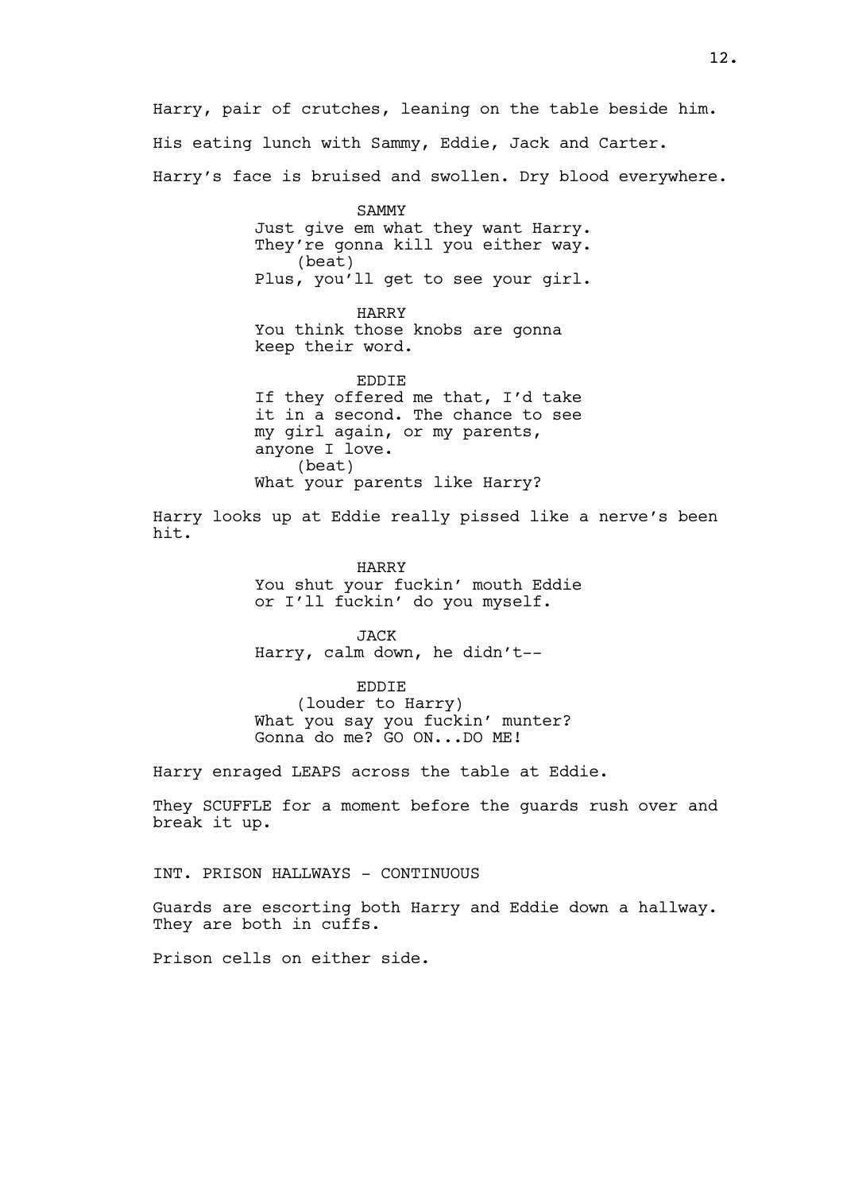Harry, pair of crutches, leaning on the table beside him.

His eating lunch with Sammy, Eddie, Jack and Carter.

Harry's face is bruised and swollen. Dry blood everywhere.

SAMMY
Just give em what they want Harry.
They're gonna kill you either way.
(beat)
Plus, you'll get to see your girl.

HARRY
You think those knobs are gonna
keep their word.

EDDIE
If they offered me that, I'd take
it in a second. The chance to see
my girl again, or my parents,
anyone I love.
(beat)
What your parents like Harry?

Harry looks up at Eddie really pissed like a nerve's been hit.

HARRY
You shut your fuckin' mouth Eddie
or I'll fuckin' do you myself.

JACK
Harry, calm down, he didn't--

EDDIE
(louder to Harry)
What you say you fuckin' munter?
Gonna do me? GO ON...DO ME!

Harry enraged LEAPS across the table at Eddie.

They SCUFFLE for a moment before the guards rush over and break it up.

INT. PRISON HALLWAYS - CONTINUOUS

Guards are escorting both Harry and Eddie down a hallway. They are both in cuffs.

Prison cells on either side.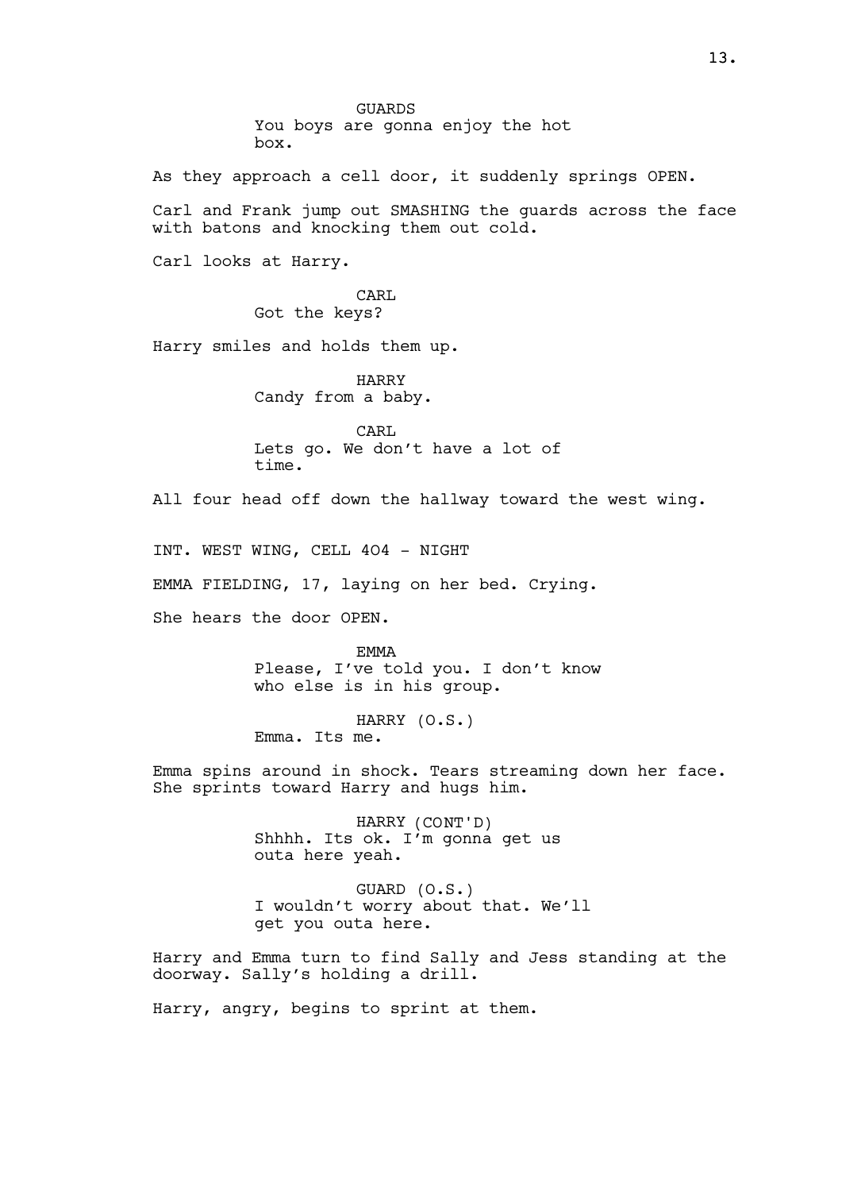GUARDS
You boys are gonna enjoy the hot box.

As they approach a cell door, it suddenly springs OPEN.

Carl and Frank jump out SMASHING the guards across the face with batons and knocking them out cold.

Carl looks at Harry.

CARL
Got the keys?

Harry smiles and holds them up.

HARRY
Candy from a baby.

CARL
Lets go. We don't have a lot of time.

All four head off down the hallway toward the west wing.

INT. WEST WING, CELL 404 - NIGHT

EMMA FIELDING, 17, laying on her bed. Crying.

She hears the door OPEN.

EMMA
Please, I've told you. I don't know who else is in his group.

HARRY (O.S.)
Emma. Its me.

Emma spins around in shock. Tears streaming down her face. She sprints toward Harry and hugs him.

HARRY (CONT'D)
Shhhh. Its ok. I'm gonna get us outa here yeah.

GUARD (O.S.)
I wouldn't worry about that. We'll get you outa here.

Harry and Emma turn to find Sally and Jess standing at the doorway. Sally's holding a drill.

Harry, angry, begins to sprint at them.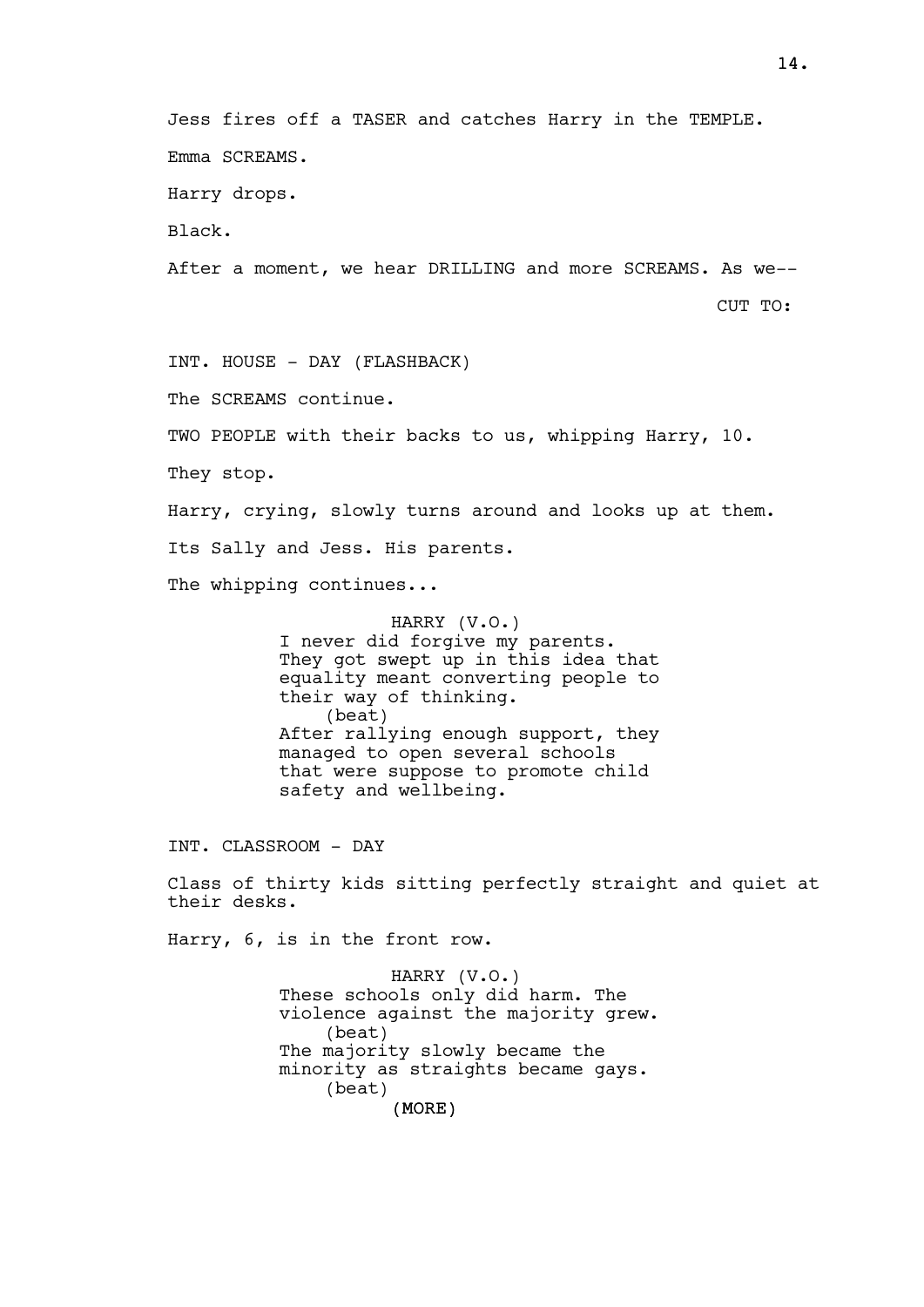Jess fires off a TASER and catches Harry in the TEMPLE.

Emma SCREAMS.

Harry drops.

Black.

After a moment, we hear DRILLING and more SCREAMS. As we--

CUT TO:

INT. HOUSE - DAY (FLASHBACK)

The SCREAMS continue.

TWO PEOPLE with their backs to us, whipping Harry, 10.

They stop.

Harry, crying, slowly turns around and looks up at them.

Its Sally and Jess. His parents.

The whipping continues...

HARRY (V.O.)
I never did forgive my parents. They got swept up in this idea that equality meant converting people to their way of thinking.
(beat)
After rallying enough support, they managed to open several schools that were suppose to promote child safety and wellbeing.

INT. CLASSROOM - DAY

Class of thirty kids sitting perfectly straight and quiet at their desks.

Harry, 6, is in the front row.

HARRY (V.O.)
These schools only did harm. The violence against the majority grew.
(beat)
The majority slowly became the minority as straights became gays.
(beat)
(MORE)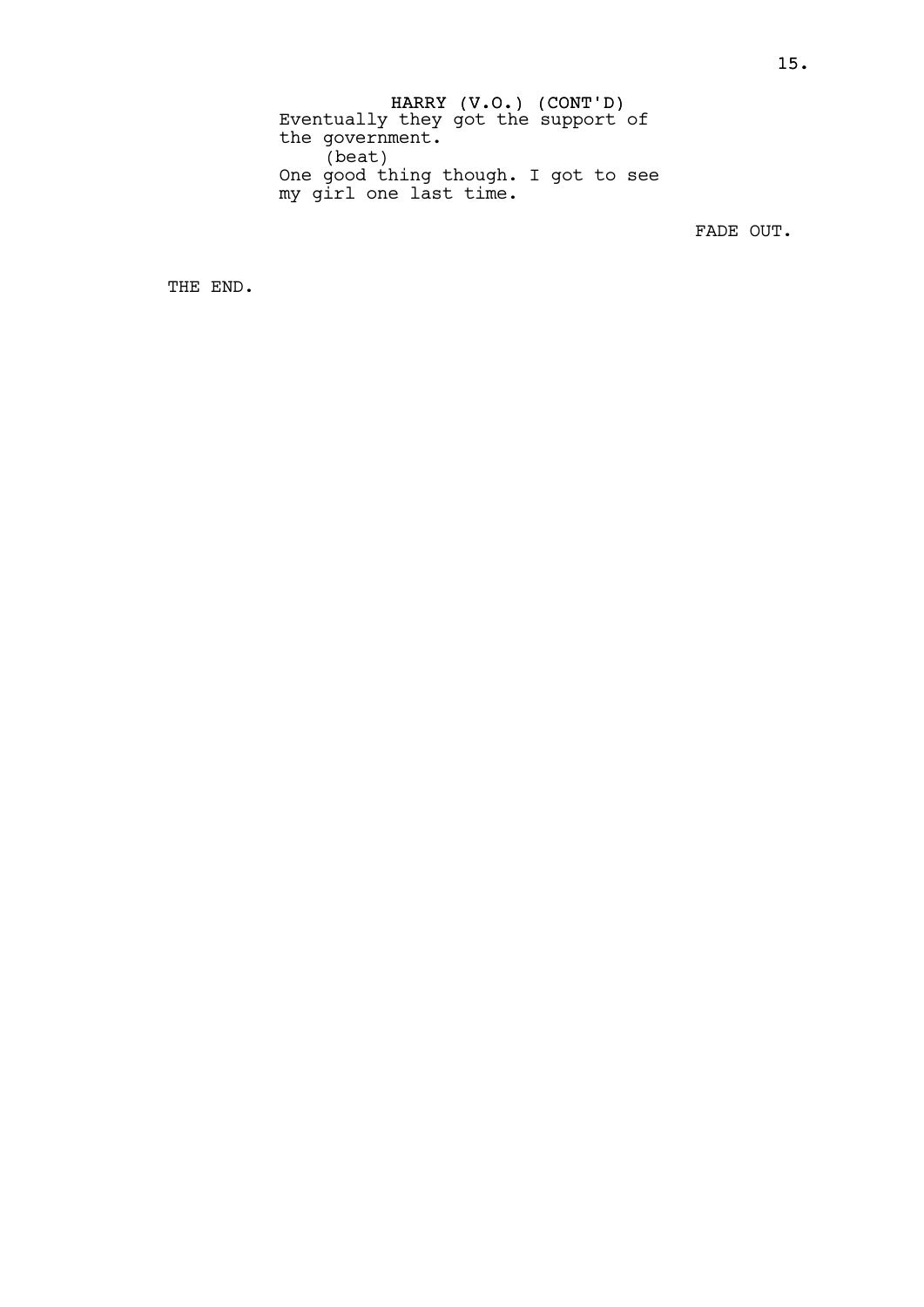HARRY (V.O.) (CONT'D)
Eventually they got the support of the government.
(beat)
One good thing though. I got to see my girl one last time.

FADE OUT.

THE END.